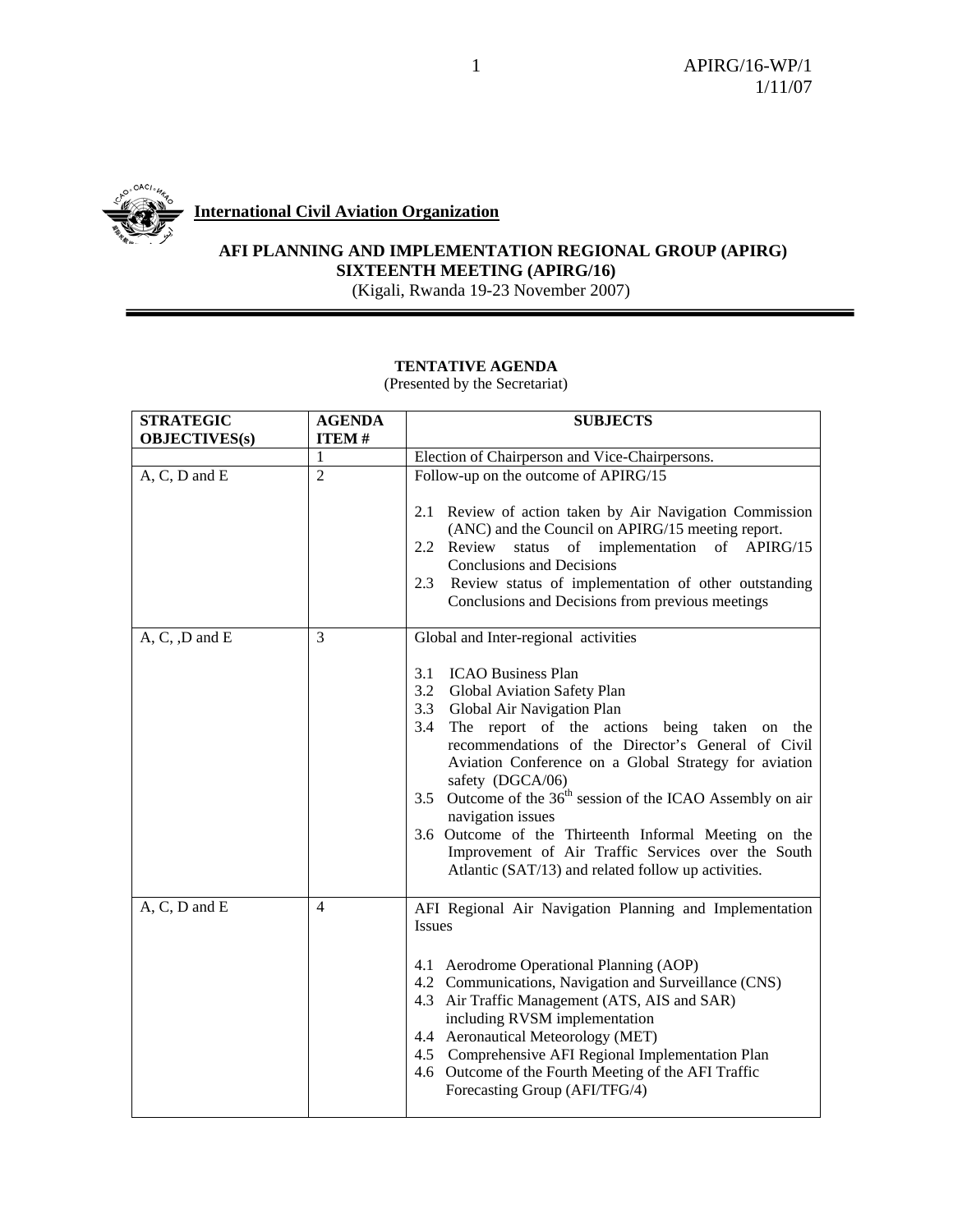**International Civil Aviation Organization**

**AFI PLANNING AND IMPLEMENTATION REGIONAL GROUP (APIRG)**
**SIXTEENTH MEETING (APIRG/16)**
(Kigali, Rwanda 19-23 November 2007)

**TENTATIVE AGENDA**
(Presented by the Secretariat)

| STRATEGIC OBJECTIVES(s) | AGENDA ITEM # | SUBJECTS |
|---|---|---|
| | 1 | Election of Chairperson and Vice-Chairpersons. |
| A, C, D and E | 2 | Follow-up on the outcome of APIRG/15<br><br>2.1 Review of action taken by Air Navigation Commission (ANC) and the Council on APIRG/15 meeting report.<br>2.2 Review status of implementation of APIRG/15 Conclusions and Decisions<br>2.3 Review status of implementation of other outstanding Conclusions and Decisions from previous meetings |
| A, C, ,D and E | 3 | Global and Inter-regional activities<br><br>3.1 ICAO Business Plan<br>3.2 Global Aviation Safety Plan<br>3.3 Global Air Navigation Plan<br>3.4 The report of the actions being taken on the recommendations of the Director's General of Civil Aviation Conference on a Global Strategy for aviation safety (DGCA/06)<br>3.5 Outcome of the 36th session of the ICAO Assembly on air navigation issues<br>3.6 Outcome of the Thirteenth Informal Meeting on the Improvement of Air Traffic Services over the South Atlantic (SAT/13) and related follow up activities. |
| A, C, D and E | 4 | AFI Regional Air Navigation Planning and Implementation Issues<br><br>4.1 Aerodrome Operational Planning (AOP)<br>4.2 Communications, Navigation and Surveillance (CNS)<br>4.3 Air Traffic Management (ATS, AIS and SAR) including RVSM implementation<br>4.4 Aeronautical Meteorology (MET)<br>4.5 Comprehensive AFI Regional Implementation Plan<br>4.6 Outcome of the Fourth Meeting of the AFI Traffic Forecasting Group (AFI/TFG/4) |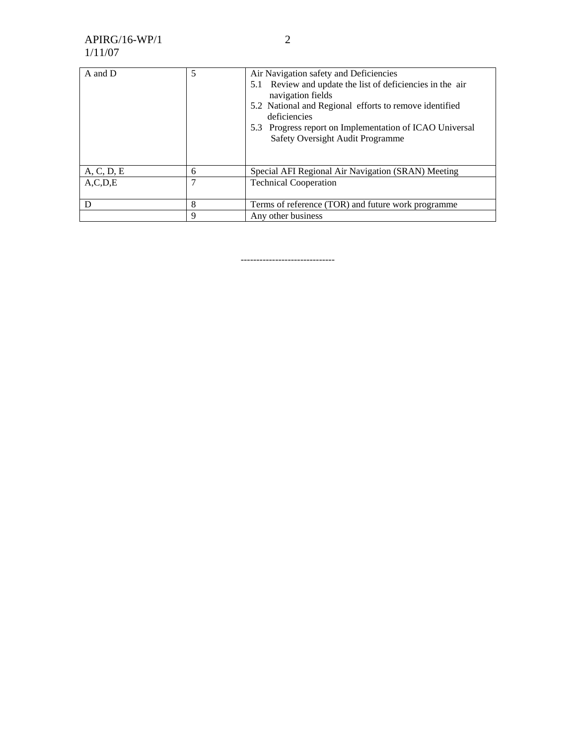| | | |
|---|---|---|
| A and D | 5 | Air Navigation safety and Deficiencies<br>5.1 Review and update the list of deficiencies in the air navigation fields<br>5.2 National and Regional efforts to remove identified deficiencies<br>5.3 Progress report on Implementation of ICAO Universal Safety Oversight Audit Programme |
| A, C, D, E | 6 | Special AFI Regional Air Navigation (SRAN) Meeting |
| A,C,D,E | 7 | Technical Cooperation |
| D | 8 | Terms of reference (TOR) and future work programme |
| | 9 | Any other business |

------------------------------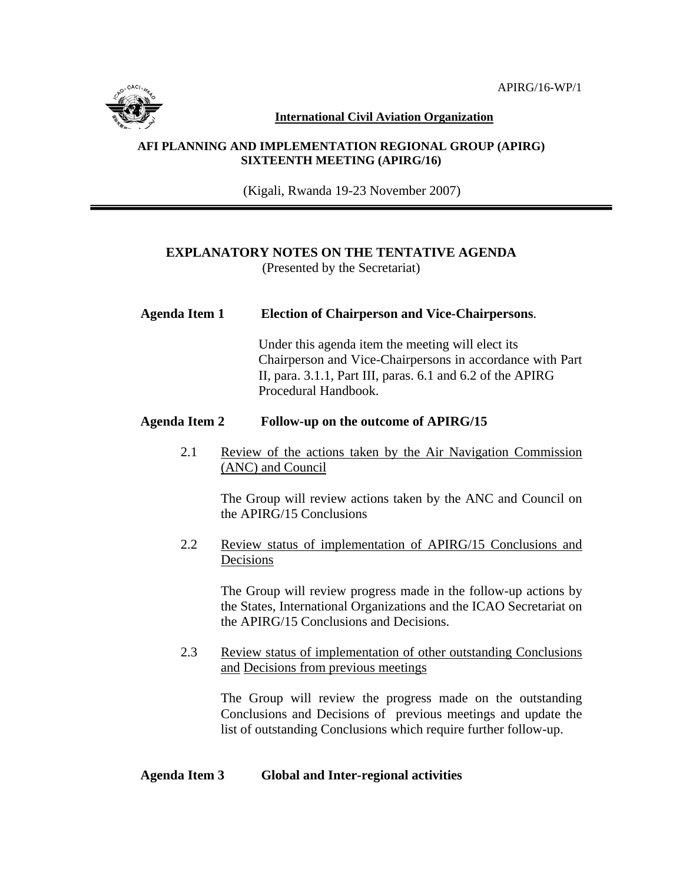APIRG/16-WP/1

**International Civil Aviation Organization**

**AFI PLANNING AND IMPLEMENTATION REGIONAL GROUP (APIRG)**
**SIXTEENTH MEETING (APIRG/16)**

(Kigali, Rwanda 19-23 November 2007)

---

## EXPLANATORY NOTES ON THE TENTATIVE AGENDA

(Presented by the Secretariat)

**Agenda Item 1 Election of Chairperson and Vice-Chairpersons**.

Under this agenda item the meeting will elect its Chairperson and Vice-Chairpersons in accordance with Part II, para. 3.1.1, Part III, paras. 6.1 and 6.2 of the APIRG Procedural Handbook.

**Agenda Item 2 Follow-up on the outcome of APIRG/15**

2.1 Review of the actions taken by the Air Navigation Commission (ANC) and Council

The Group will review actions taken by the ANC and Council on the APIRG/15 Conclusions

2.2 Review status of implementation of APIRG/15 Conclusions and Decisions

The Group will review progress made in the follow-up actions by the States, International Organizations and the ICAO Secretariat on the APIRG/15 Conclusions and Decisions.

2.3 Review status of implementation of other outstanding Conclusions and Decisions from previous meetings

The Group will review the progress made on the outstanding Conclusions and Decisions of previous meetings and update the list of outstanding Conclusions which require further follow-up.

**Agenda Item 3 Global and Inter-regional activities**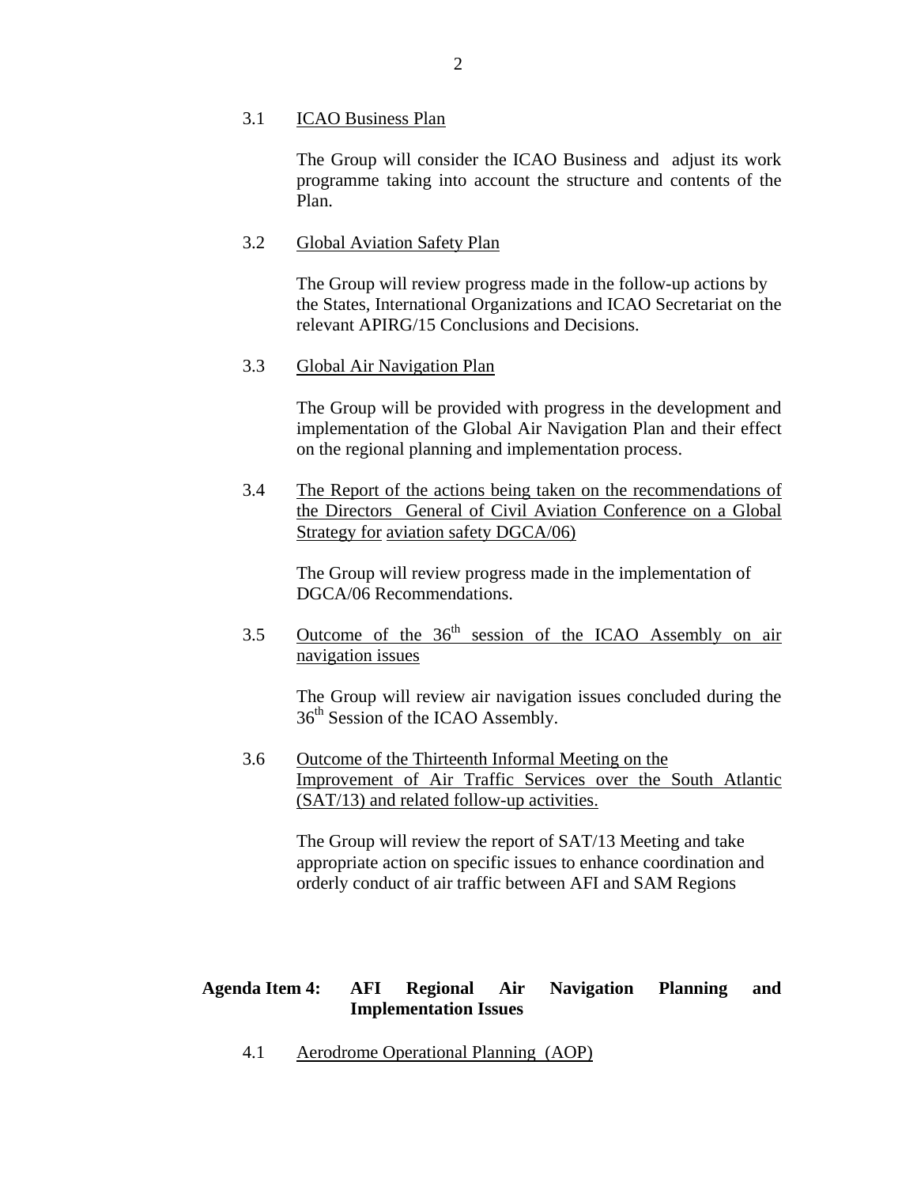3.1 ICAO Business Plan

The Group will consider the ICAO Business and adjust its work programme taking into account the structure and contents of the Plan.

3.2 Global Aviation Safety Plan

The Group will review progress made in the follow-up actions by the States, International Organizations and ICAO Secretariat on the relevant APIRG/15 Conclusions and Decisions.

3.3 Global Air Navigation Plan

The Group will be provided with progress in the development and implementation of the Global Air Navigation Plan and their effect on the regional planning and implementation process.

3.4 The Report of the actions being taken on the recommendations of the Directors General of Civil Aviation Conference on a Global Strategy for aviation safety DGCA/06)

The Group will review progress made in the implementation of DGCA/06 Recommendations.

3.5 Outcome of the 36th session of the ICAO Assembly on air navigation issues

The Group will review air navigation issues concluded during the 36th Session of the ICAO Assembly.

3.6 Outcome of the Thirteenth Informal Meeting on the Improvement of Air Traffic Services over the South Atlantic (SAT/13) and related follow-up activities.

The Group will review the report of SAT/13 Meeting and take appropriate action on specific issues to enhance coordination and orderly conduct of air traffic between AFI and SAM Regions

**Agenda Item 4: AFI Regional Air Navigation Planning and Implementation Issues**

4.1 Aerodrome Operational Planning (AOP)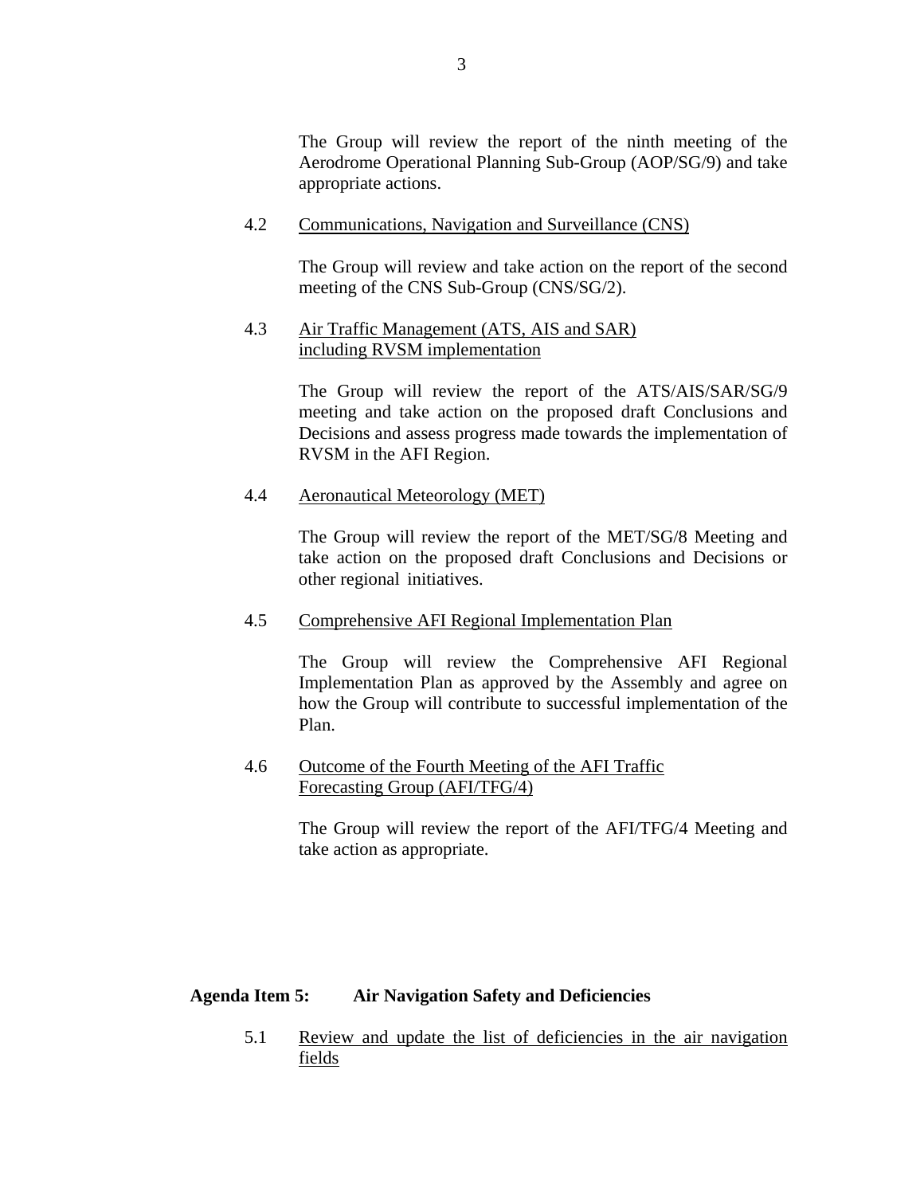The Group will review the report of the ninth meeting of the Aerodrome Operational Planning Sub-Group (AOP/SG/9) and take appropriate actions.

4.2 Communications, Navigation and Surveillance (CNS)

The Group will review and take action on the report of the second meeting of the CNS Sub-Group (CNS/SG/2).

4.3 Air Traffic Management (ATS, AIS and SAR) including RVSM implementation

The Group will review the report of the ATS/AIS/SAR/SG/9 meeting and take action on the proposed draft Conclusions and Decisions and assess progress made towards the implementation of RVSM in the AFI Region.

4.4 Aeronautical Meteorology (MET)

The Group will review the report of the MET/SG/8 Meeting and take action on the proposed draft Conclusions and Decisions or other regional initiatives.

4.5 Comprehensive AFI Regional Implementation Plan

The Group will review the Comprehensive AFI Regional Implementation Plan as approved by the Assembly and agree on how the Group will contribute to successful implementation of the Plan.

4.6 Outcome of the Fourth Meeting of the AFI Traffic Forecasting Group (AFI/TFG/4)

The Group will review the report of the AFI/TFG/4 Meeting and take action as appropriate.

**Agenda Item 5: Air Navigation Safety and Deficiencies**

5.1 Review and update the list of deficiencies in the air navigation fields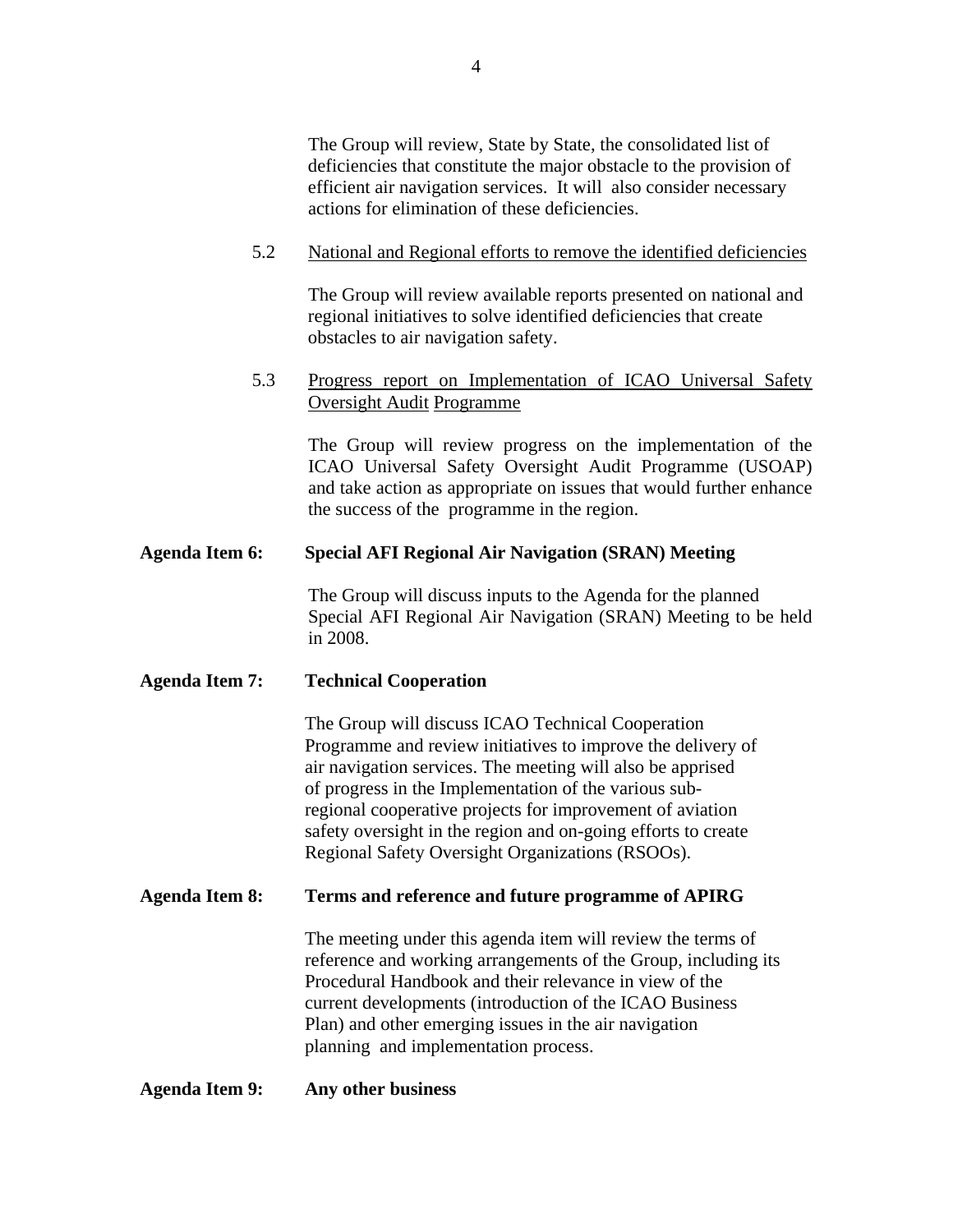The Group will review, State by State, the consolidated list of deficiencies that constitute the major obstacle to the provision of efficient air navigation services. It will also consider necessary actions for elimination of these deficiencies.

5.2 National and Regional efforts to remove the identified deficiencies

The Group will review available reports presented on national and regional initiatives to solve identified deficiencies that create obstacles to air navigation safety.

5.3 Progress report on Implementation of ICAO Universal Safety Oversight Audit Programme

The Group will review progress on the implementation of the ICAO Universal Safety Oversight Audit Programme (USOAP) and take action as appropriate on issues that would further enhance the success of the programme in the region.

**Agenda Item 6: Special AFI Regional Air Navigation (SRAN) Meeting**

The Group will discuss inputs to the Agenda for the planned Special AFI Regional Air Navigation (SRAN) Meeting to be held in 2008.

**Agenda Item 7: Technical Cooperation**

The Group will discuss ICAO Technical Cooperation Programme and review initiatives to improve the delivery of air navigation services. The meeting will also be apprised of progress in the Implementation of the various sub-regional cooperative projects for improvement of aviation safety oversight in the region and on-going efforts to create Regional Safety Oversight Organizations (RSOOs).

**Agenda Item 8: Terms and reference and future programme of APIRG**

The meeting under this agenda item will review the terms of reference and working arrangements of the Group, including its Procedural Handbook and their relevance in view of the current developments (introduction of the ICAO Business Plan) and other emerging issues in the air navigation planning and implementation process.

**Agenda Item 9: Any other business**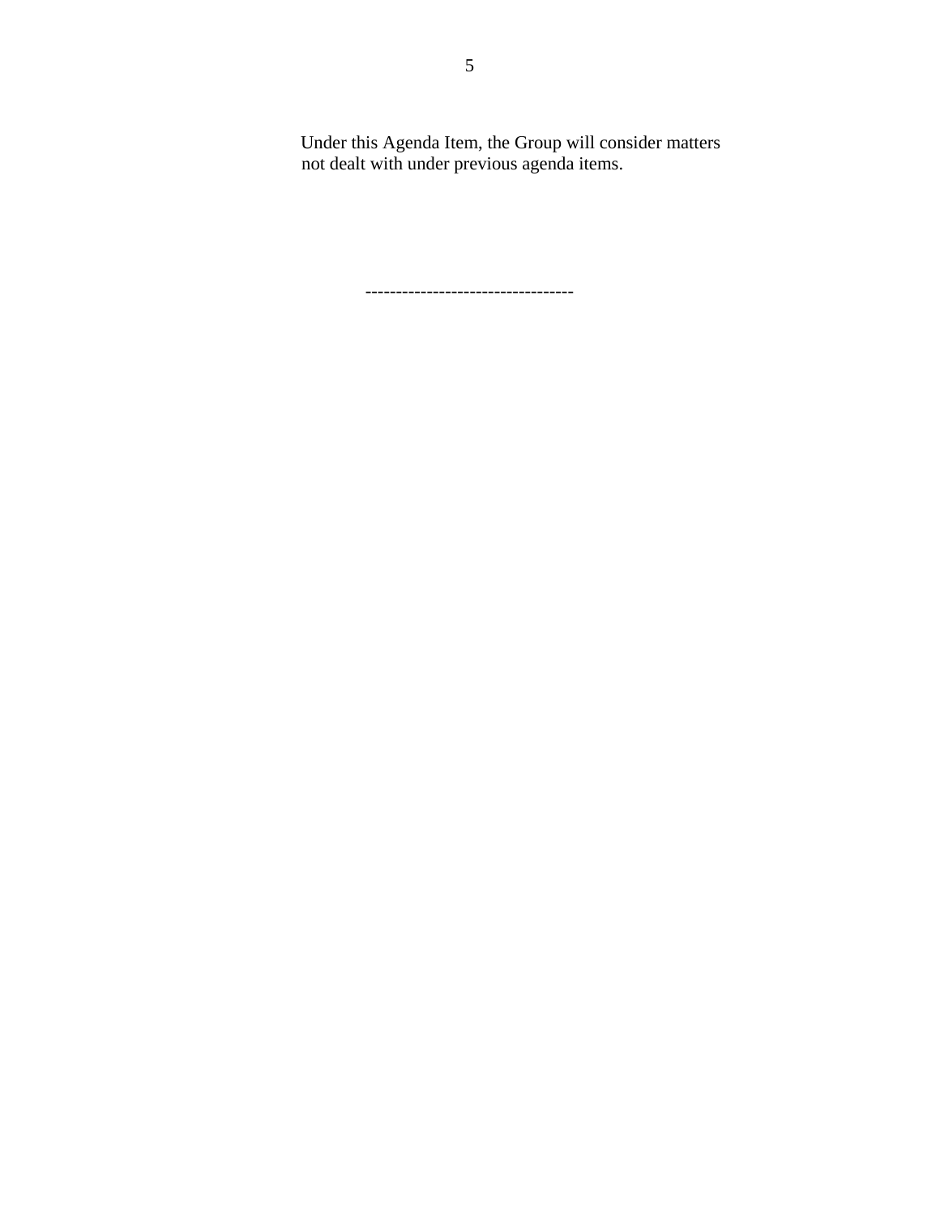Under this Agenda Item, the Group will consider matters not dealt with under previous agenda items.

----------------------------------